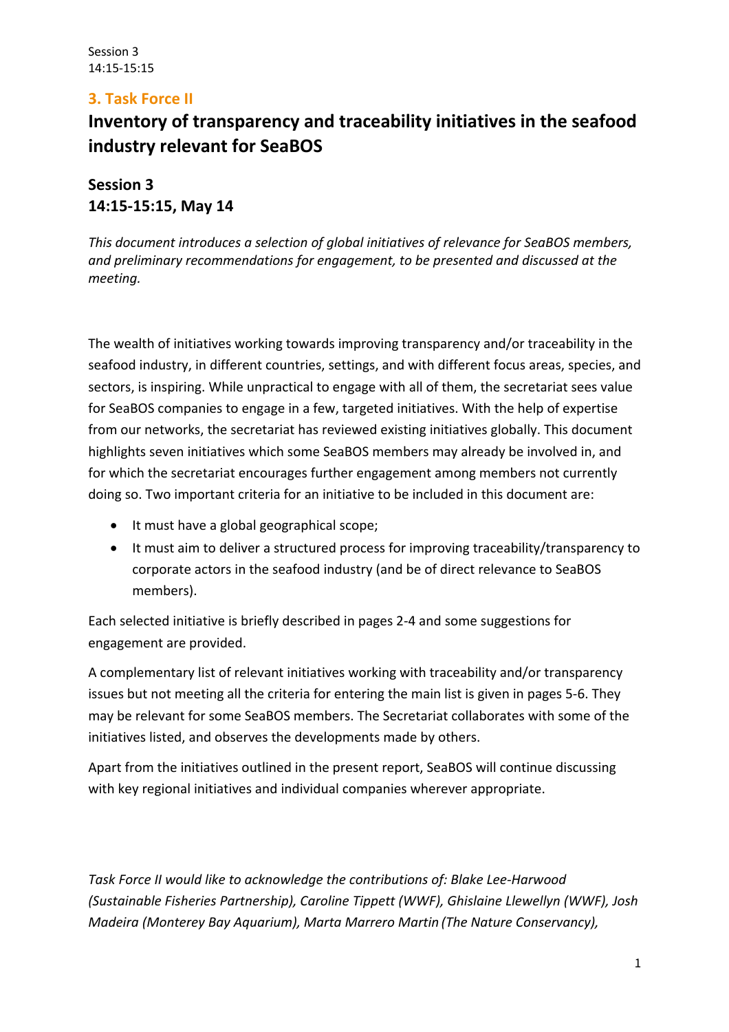## 3. Task Force II

# Inventory of transparency and traceability initiatives in the seafood industry relevant for SeaBOS

## Session 3
## 14:15-15:15, May 14

*This document introduces a selection of global initiatives of relevance for SeaBOS members, and preliminary recommendations for engagement, to be presented and discussed at the meeting.*

The wealth of initiatives working towards improving transparency and/or traceability in the seafood industry, in different countries, settings, and with different focus areas, species, and sectors, is inspiring. While unpractical to engage with all of them, the secretariat sees value for SeaBOS companies to engage in a few, targeted initiatives. With the help of expertise from our networks, the secretariat has reviewed existing initiatives globally. This document highlights seven initiatives which some SeaBOS members may already be involved in, and for which the secretariat encourages further engagement among members not currently doing so. Two important criteria for an initiative to be included in this document are:

- It must have a global geographical scope;
- It must aim to deliver a structured process for improving traceability/transparency to corporate actors in the seafood industry (and be of direct relevance to SeaBOS members).

Each selected initiative is briefly described in pages 2-4 and some suggestions for engagement are provided.

A complementary list of relevant initiatives working with traceability and/or transparency issues but not meeting all the criteria for entering the main list is given in pages 5-6. They may be relevant for some SeaBOS members. The Secretariat collaborates with some of the initiatives listed, and observes the developments made by others.

Apart from the initiatives outlined in the present report, SeaBOS will continue discussing with key regional initiatives and individual companies wherever appropriate.

*Task Force II would like to acknowledge the contributions of: Blake Lee-Harwood (Sustainable Fisheries Partnership), Caroline Tippett (WWF), Ghislaine Llewellyn (WWF), Josh Madeira (Monterey Bay Aquarium), Marta Marrero Martin (The Nature Conservancy),*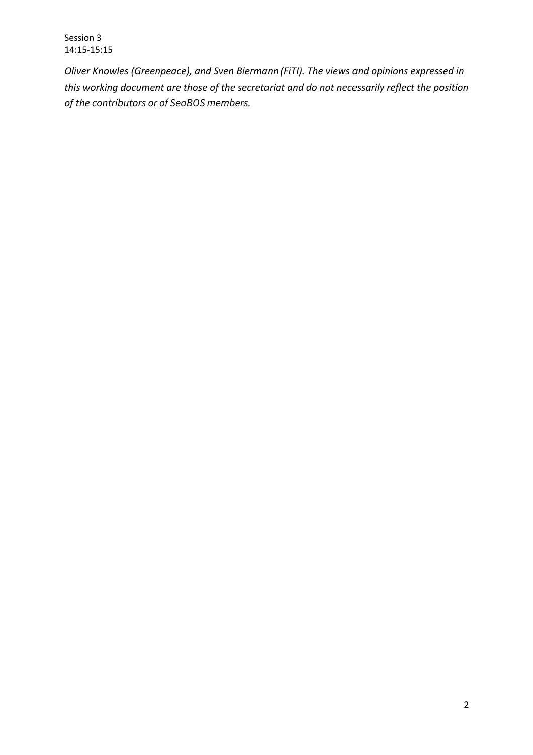*Oliver Knowles (Greenpeace), and Sven Biermann (FiTI). The views and opinions expressed in this working document are those of the secretariat and do not necessarily reflect the position of the contributors or of SeaBOS members.*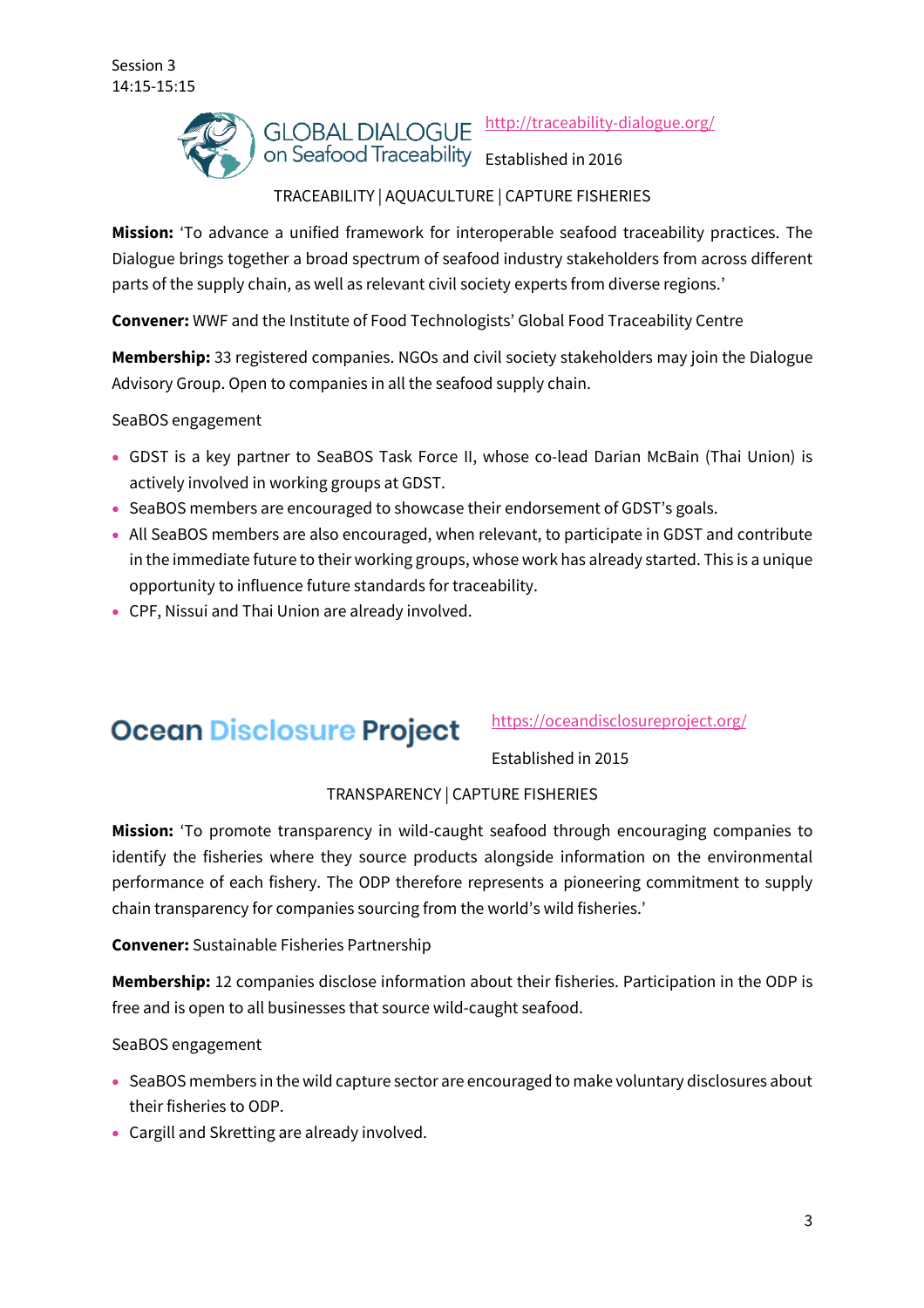Session 3
14:15-15:15

## GLOBAL DIALOGUE on Seafood Traceability

http://traceability-dialogue.org/

Established in 2016

TRACEABILITY | AQUACULTURE | CAPTURE FISHERIES

**Mission:** 'To advance a unified framework for interoperable seafood traceability practices. The Dialogue brings together a broad spectrum of seafood industry stakeholders from across different parts of the supply chain, as well as relevant civil society experts from diverse regions.'

**Convener:** WWF and the Institute of Food Technologists' Global Food Traceability Centre

**Membership:** 33 registered companies. NGOs and civil society stakeholders may join the Dialogue Advisory Group. Open to companies in all the seafood supply chain.

SeaBOS engagement

- GDST is a key partner to SeaBOS Task Force II, whose co-lead Darian McBain (Thai Union) is actively involved in working groups at GDST.
- SeaBOS members are encouraged to showcase their endorsement of GDST's goals.
- All SeaBOS members are also encouraged, when relevant, to participate in GDST and contribute in the immediate future to their working groups, whose work has already started. This is a unique opportunity to influence future standards for traceability.
- CPF, Nissui and Thai Union are already involved.

## Ocean Disclosure Project

https://oceandisclosureproject.org/

Established in 2015

TRANSPARENCY | CAPTURE FISHERIES

**Mission:** 'To promote transparency in wild-caught seafood through encouraging companies to identify the fisheries where they source products alongside information on the environmental performance of each fishery. The ODP therefore represents a pioneering commitment to supply chain transparency for companies sourcing from the world's wild fisheries.'

**Convener:** Sustainable Fisheries Partnership

**Membership:** 12 companies disclose information about their fisheries. Participation in the ODP is free and is open to all businesses that source wild-caught seafood.

SeaBOS engagement

- SeaBOS members in the wild capture sector are encouraged to make voluntary disclosures about their fisheries to ODP.
- Cargill and Skretting are already involved.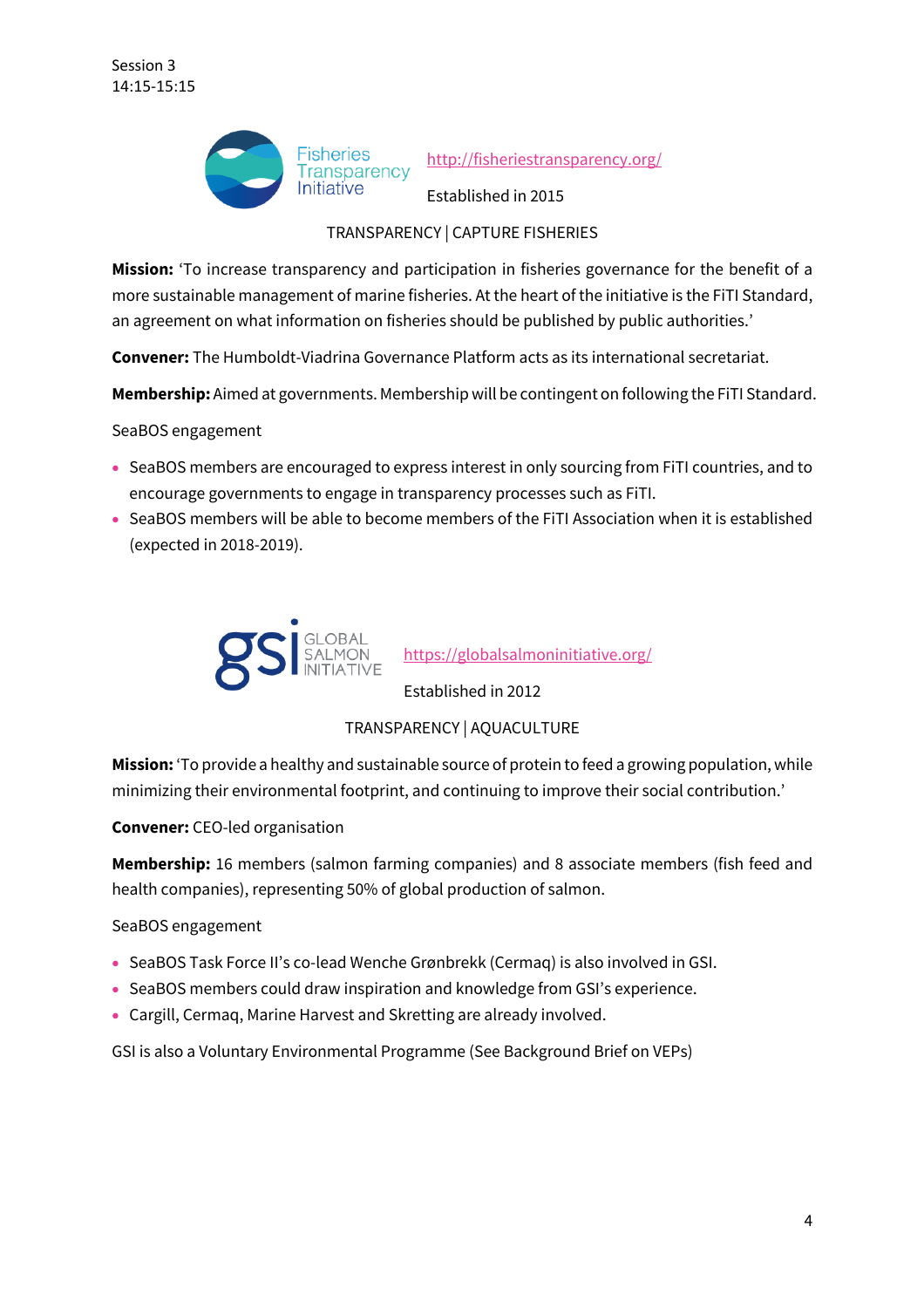Session 3
14:15-15:15

Fisheries Transparency Initiative

http://fisheriestransparency.org/

Established in 2015

TRANSPARENCY | CAPTURE FISHERIES

**Mission:** 'To increase transparency and participation in fisheries governance for the benefit of a more sustainable management of marine fisheries. At the heart of the initiative is the FiTI Standard, an agreement on what information on fisheries should be published by public authorities.'

**Convener:** The Humboldt-Viadrina Governance Platform acts as its international secretariat.

**Membership:** Aimed at governments. Membership will be contingent on following the FiTI Standard.

SeaBOS engagement

- SeaBOS members are encouraged to express interest in only sourcing from FiTI countries, and to encourage governments to engage in transparency processes such as FiTI.
- SeaBOS members will be able to become members of the FiTI Association when it is established (expected in 2018-2019).

gsi GLOBAL SALMON INITIATIVE

https://globalsalmoninitiative.org/

Established in 2012

TRANSPARENCY | AQUACULTURE

**Mission:** 'To provide a healthy and sustainable source of protein to feed a growing population, while minimizing their environmental footprint, and continuing to improve their social contribution.'

**Convener:** CEO-led organisation

**Membership:** 16 members (salmon farming companies) and 8 associate members (fish feed and health companies), representing 50% of global production of salmon.

SeaBOS engagement

- SeaBOS Task Force II's co-lead Wenche Grønbrekk (Cermaq) is also involved in GSI.
- SeaBOS members could draw inspiration and knowledge from GSI's experience.
- Cargill, Cermaq, Marine Harvest and Skretting are already involved.

GSI is also a Voluntary Environmental Programme (See Background Brief on VEPs)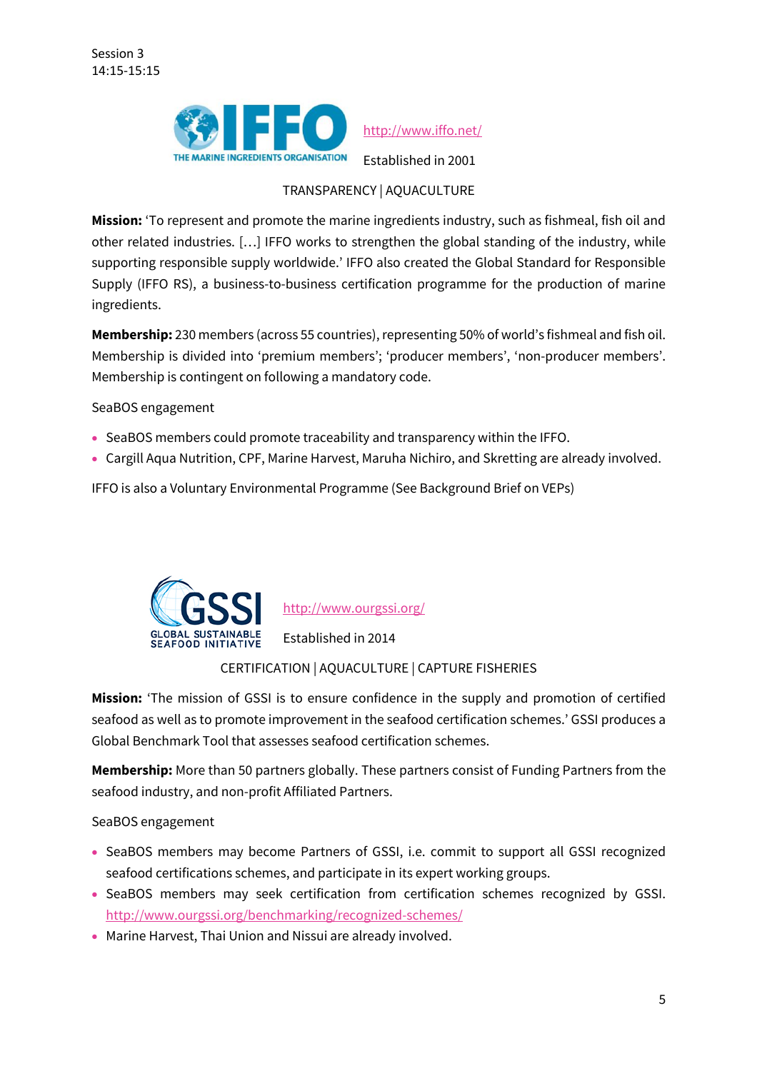Session 3
14:15-15:15

## IFFO – The Marine Ingredients Organisation

http://www.iffo.net/

Established in 2001

TRANSPARENCY | AQUACULTURE

**Mission:** 'To represent and promote the marine ingredients industry, such as fishmeal, fish oil and other related industries. […] IFFO works to strengthen the global standing of the industry, while supporting responsible supply worldwide.' IFFO also created the Global Standard for Responsible Supply (IFFO RS), a business-to-business certification programme for the production of marine ingredients.

**Membership:** 230 members (across 55 countries), representing 50% of world's fishmeal and fish oil. Membership is divided into 'premium members'; 'producer members', 'non-producer members'. Membership is contingent on following a mandatory code.

SeaBOS engagement

- SeaBOS members could promote traceability and transparency within the IFFO.
- Cargill Aqua Nutrition, CPF, Marine Harvest, Maruha Nichiro, and Skretting are already involved.

IFFO is also a Voluntary Environmental Programme (See Background Brief on VEPs)

## GSSI – Global Sustainable Seafood Initiative

http://www.ourgssi.org/

Established in 2014

CERTIFICATION | AQUACULTURE | CAPTURE FISHERIES

**Mission:** 'The mission of GSSI is to ensure confidence in the supply and promotion of certified seafood as well as to promote improvement in the seafood certification schemes.' GSSI produces a Global Benchmark Tool that assesses seafood certification schemes.

**Membership:** More than 50 partners globally. These partners consist of Funding Partners from the seafood industry, and non-profit Affiliated Partners.

SeaBOS engagement

- SeaBOS members may become Partners of GSSI, i.e. commit to support all GSSI recognized seafood certifications schemes, and participate in its expert working groups.
- SeaBOS members may seek certification from certification schemes recognized by GSSI. http://www.ourgssi.org/benchmarking/recognized-schemes/
- Marine Harvest, Thai Union and Nissui are already involved.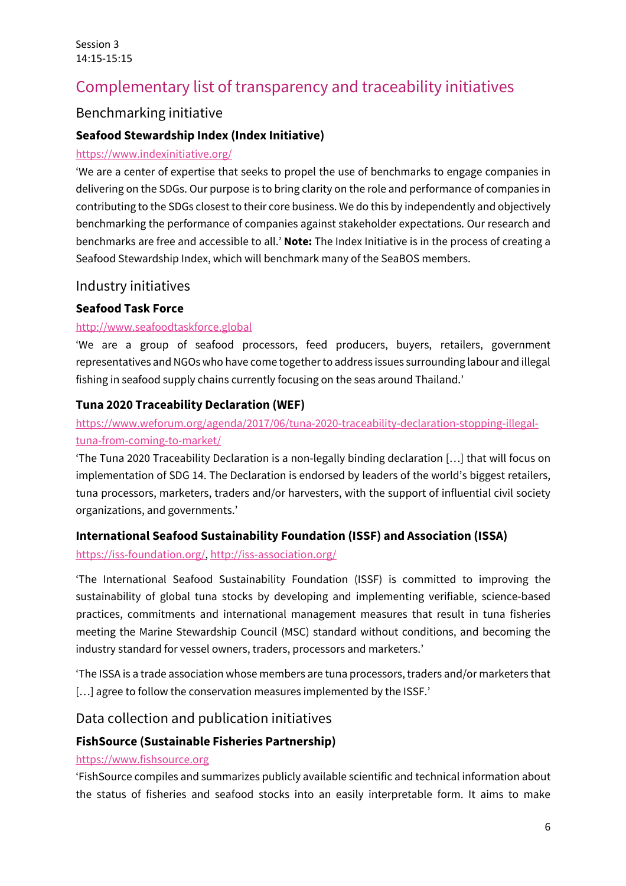Session 3
14:15-15:15

# Complementary list of transparency and traceability initiatives

## Benchmarking initiative

### Seafood Stewardship Index (Index Initiative)

https://www.indexinitiative.org/

'We are a center of expertise that seeks to propel the use of benchmarks to engage companies in delivering on the SDGs. Our purpose is to bring clarity on the role and performance of companies in contributing to the SDGs closest to their core business. We do this by independently and objectively benchmarking the performance of companies against stakeholder expectations. Our research and benchmarks are free and accessible to all.' **Note:** The Index Initiative is in the process of creating a Seafood Stewardship Index, which will benchmark many of the SeaBOS members.

## Industry initiatives

### Seafood Task Force

http://www.seafoodtaskforce.global

'We are a group of seafood processors, feed producers, buyers, retailers, government representatives and NGOs who have come together to address issues surrounding labour and illegal fishing in seafood supply chains currently focusing on the seas around Thailand.'

### Tuna 2020 Traceability Declaration (WEF)

https://www.weforum.org/agenda/2017/06/tuna-2020-traceability-declaration-stopping-illegal-tuna-from-coming-to-market/

'The Tuna 2020 Traceability Declaration is a non-legally binding declaration […] that will focus on implementation of SDG 14. The Declaration is endorsed by leaders of the world's biggest retailers, tuna processors, marketers, traders and/or harvesters, with the support of influential civil society organizations, and governments.'

### International Seafood Sustainability Foundation (ISSF) and Association (ISSA)

https://iss-foundation.org/, http://iss-association.org/

'The International Seafood Sustainability Foundation (ISSF) is committed to improving the sustainability of global tuna stocks by developing and implementing verifiable, science-based practices, commitments and international management measures that result in tuna fisheries meeting the Marine Stewardship Council (MSC) standard without conditions, and becoming the industry standard for vessel owners, traders, processors and marketers.'

'The ISSA is a trade association whose members are tuna processors, traders and/or marketers that […] agree to follow the conservation measures implemented by the ISSF.'

## Data collection and publication initiatives

### FishSource (Sustainable Fisheries Partnership)

https://www.fishsource.org

'FishSource compiles and summarizes publicly available scientific and technical information about the status of fisheries and seafood stocks into an easily interpretable form. It aims to make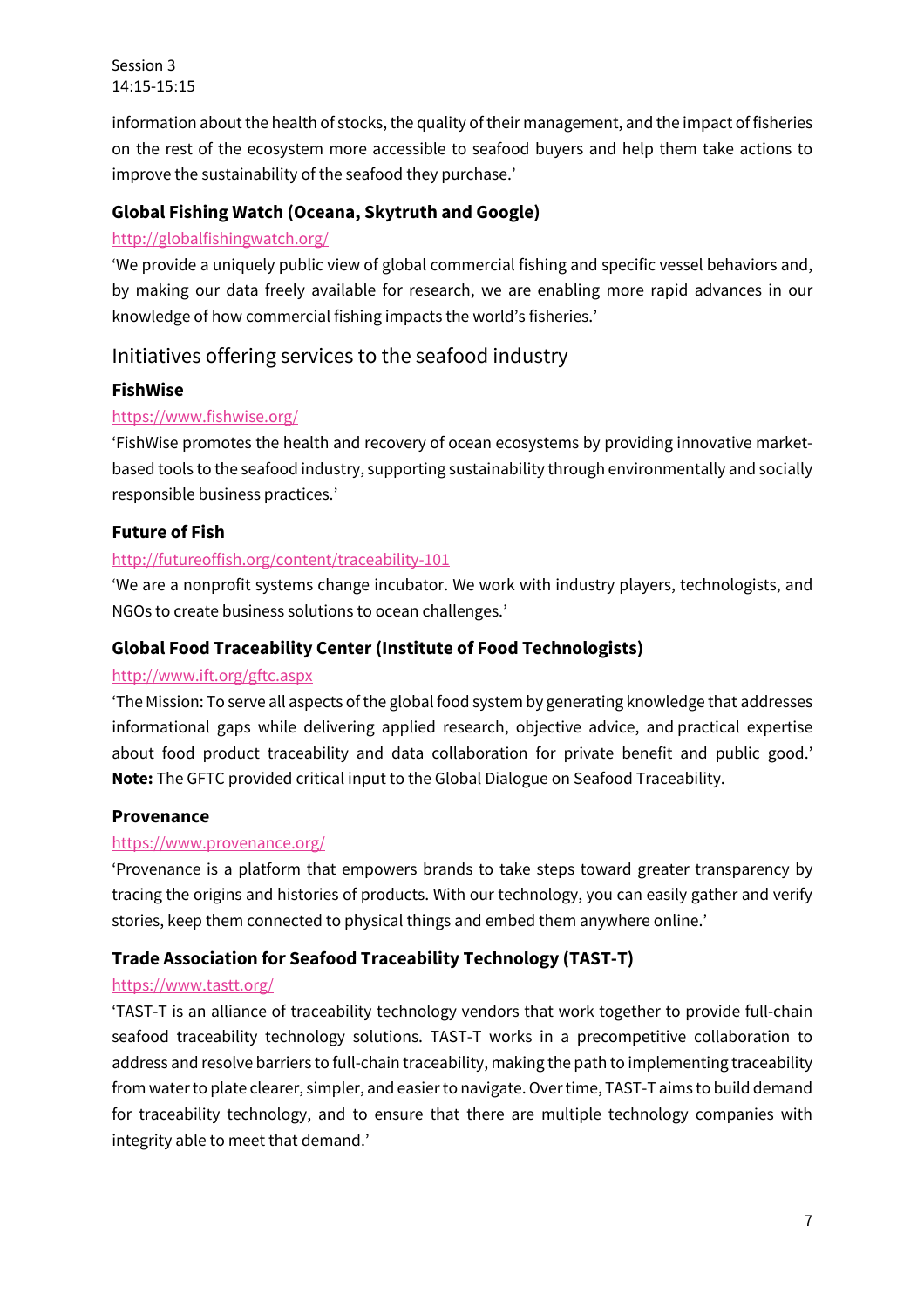information about the health of stocks, the quality of their management, and the impact of fisheries on the rest of the ecosystem more accessible to seafood buyers and help them take actions to improve the sustainability of the seafood they purchase.'

**Global Fishing Watch (Oceana, Skytruth and Google)**

http://globalfishingwatch.org/

'We provide a uniquely public view of global commercial fishing and specific vessel behaviors and, by making our data freely available for research, we are enabling more rapid advances in our knowledge of how commercial fishing impacts the world's fisheries.'

## Initiatives offering services to the seafood industry

**FishWise**

https://www.fishwise.org/

'FishWise promotes the health and recovery of ocean ecosystems by providing innovative market-based tools to the seafood industry, supporting sustainability through environmentally and socially responsible business practices.'

**Future of Fish**

http://futureoffish.org/content/traceability-101

'We are a nonprofit systems change incubator. We work with industry players, technologists, and NGOs to create business solutions to ocean challenges.'

**Global Food Traceability Center (Institute of Food Technologists)**

http://www.ift.org/gftc.aspx

'The Mission: To serve all aspects of the global food system by generating knowledge that addresses informational gaps while delivering applied research, objective advice, and practical expertise about food product traceability and data collaboration for private benefit and public good.' **Note:** The GFTC provided critical input to the Global Dialogue on Seafood Traceability.

**Provenance**

https://www.provenance.org/

'Provenance is a platform that empowers brands to take steps toward greater transparency by tracing the origins and histories of products. With our technology, you can easily gather and verify stories, keep them connected to physical things and embed them anywhere online.'

**Trade Association for Seafood Traceability Technology (TAST-T)**

https://www.tastt.org/

'TAST-T is an alliance of traceability technology vendors that work together to provide full-chain seafood traceability technology solutions. TAST-T works in a precompetitive collaboration to address and resolve barriers to full-chain traceability, making the path to implementing traceability from water to plate clearer, simpler, and easier to navigate. Over time, TAST-T aims to build demand for traceability technology, and to ensure that there are multiple technology companies with integrity able to meet that demand.'